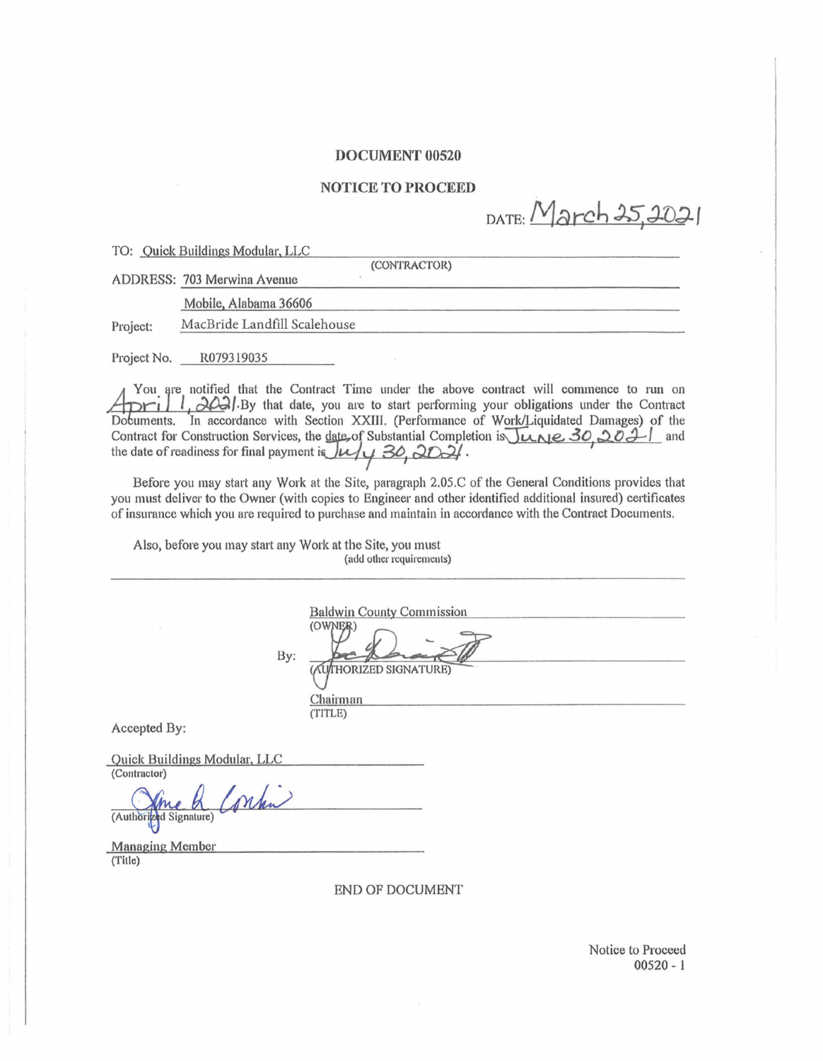# DOCUMENT 00520

## NOTICE TO PROCEED

DATE: March 25, 2021

TO: Quick Buildings Modular, LLC
(CONTRACTOR)

ADDRESS: 703 Merwina Avenue
Mobile, Alabama 36606

Project: MacBride Landfill Scalehouse

Project No. R079319035

You are notified that the Contract Time under the above contract will commence to run on April 1, 2021. By that date, you are to start performing your obligations under the Contract Documents. In accordance with Section XXIII. (Performance of Work/Liquidated Damages) of the Contract for Construction Services, the date of Substantial Completion is June 30, 2021 and the date of readiness for final payment is July 30, 2021.

Before you may start any Work at the Site, paragraph 2.05.C of the General Conditions provides that you must deliver to the Owner (with copies to Engineer and other identified additional insured) certificates of insurance which you are required to purchase and maintain in accordance with the Contract Documents.

Also, before you may start any Work at the Site, you must
(add other requirements)

______________________________________________

Baldwin County Commission
(OWNER)

By: ______________________
(AUTHORIZED SIGNATURE)

Chairman
(TITLE)

Accepted By:

Quick Buildings Modular, LLC
(Contractor)

______________________
(Authorized Signature)

Managing Member
(Title)

END OF DOCUMENT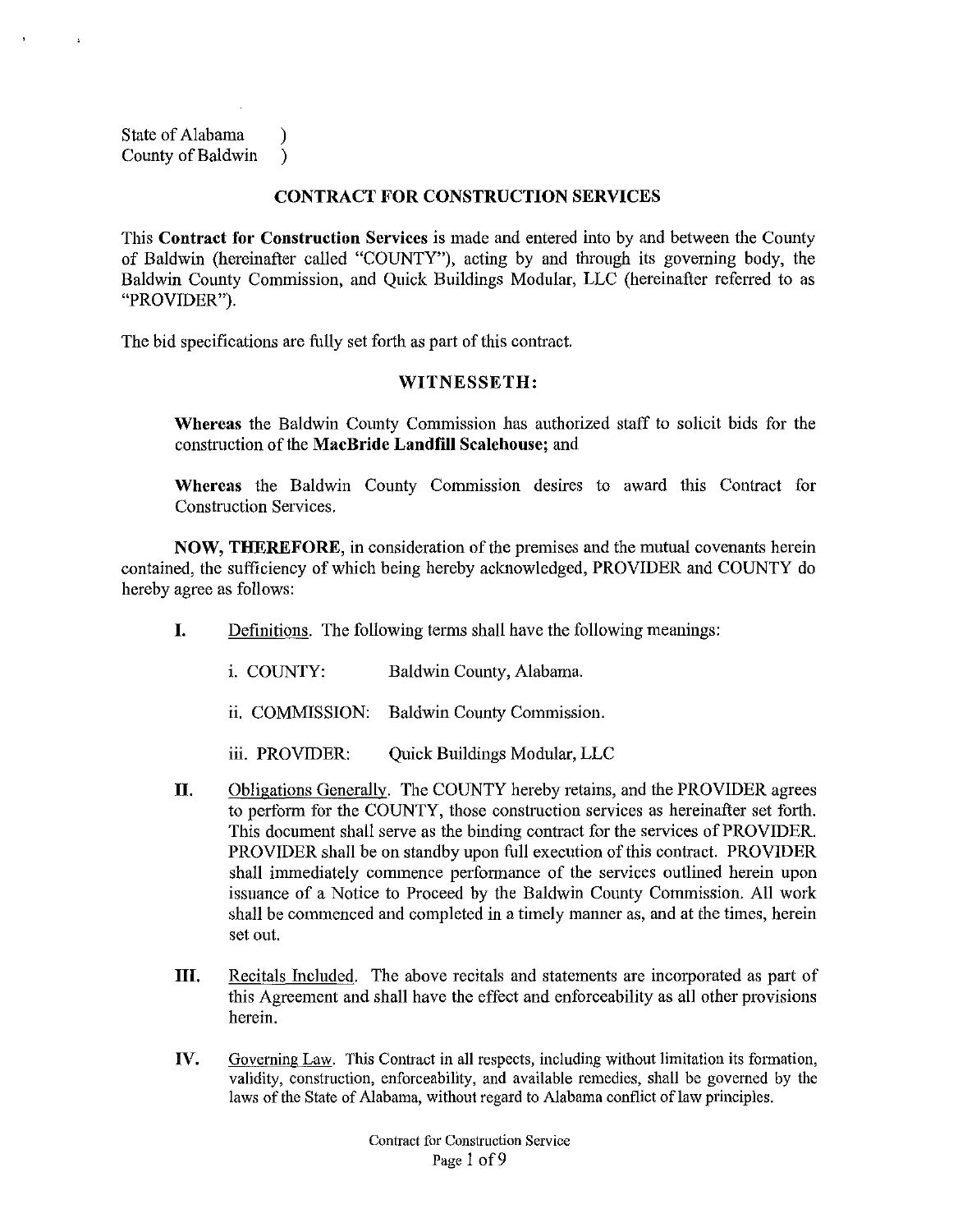State of Alabama )
County of Baldwin )

## CONTRACT FOR CONSTRUCTION SERVICES

This **Contract for Construction Services** is made and entered into by and between the County of Baldwin (hereinafter called "COUNTY"), acting by and through its governing body, the Baldwin County Commission, and Quick Buildings Modular, LLC (hereinafter referred to as "PROVIDER").

The bid specifications are fully set forth as part of this contract.

### WITNESSETH:

**Whereas** the Baldwin County Commission has authorized staff to solicit bids for the construction of the **MacBride Landfill Scalehouse;** and

**Whereas** the Baldwin County Commission desires to award this Contract for Construction Services.

**NOW, THEREFORE,** in consideration of the premises and the mutual covenants herein contained, the sufficiency of which being hereby acknowledged, PROVIDER and COUNTY do hereby agree as follows:

**I.** Definitions. The following terms shall have the following meanings:

i. COUNTY: Baldwin County, Alabama.

ii. COMMISSION: Baldwin County Commission.

iii. PROVIDER: Quick Buildings Modular, LLC

**II.** Obligations Generally. The COUNTY hereby retains, and the PROVIDER agrees to perform for the COUNTY, those construction services as hereinafter set forth. This document shall serve as the binding contract for the services of PROVIDER. PROVIDER shall be on standby upon full execution of this contract. PROVIDER shall immediately commence performance of the services outlined herein upon issuance of a Notice to Proceed by the Baldwin County Commission. All work shall be commenced and completed in a timely manner as, and at the times, herein set out.

**III.** Recitals Included. The above recitals and statements are incorporated as part of this Agreement and shall have the effect and enforceability as all other provisions herein.

**IV.** Governing Law. This Contract in all respects, including without limitation its formation, validity, construction, enforceability, and available remedies, shall be governed by the laws of the State of Alabama, without regard to Alabama conflict of law principles.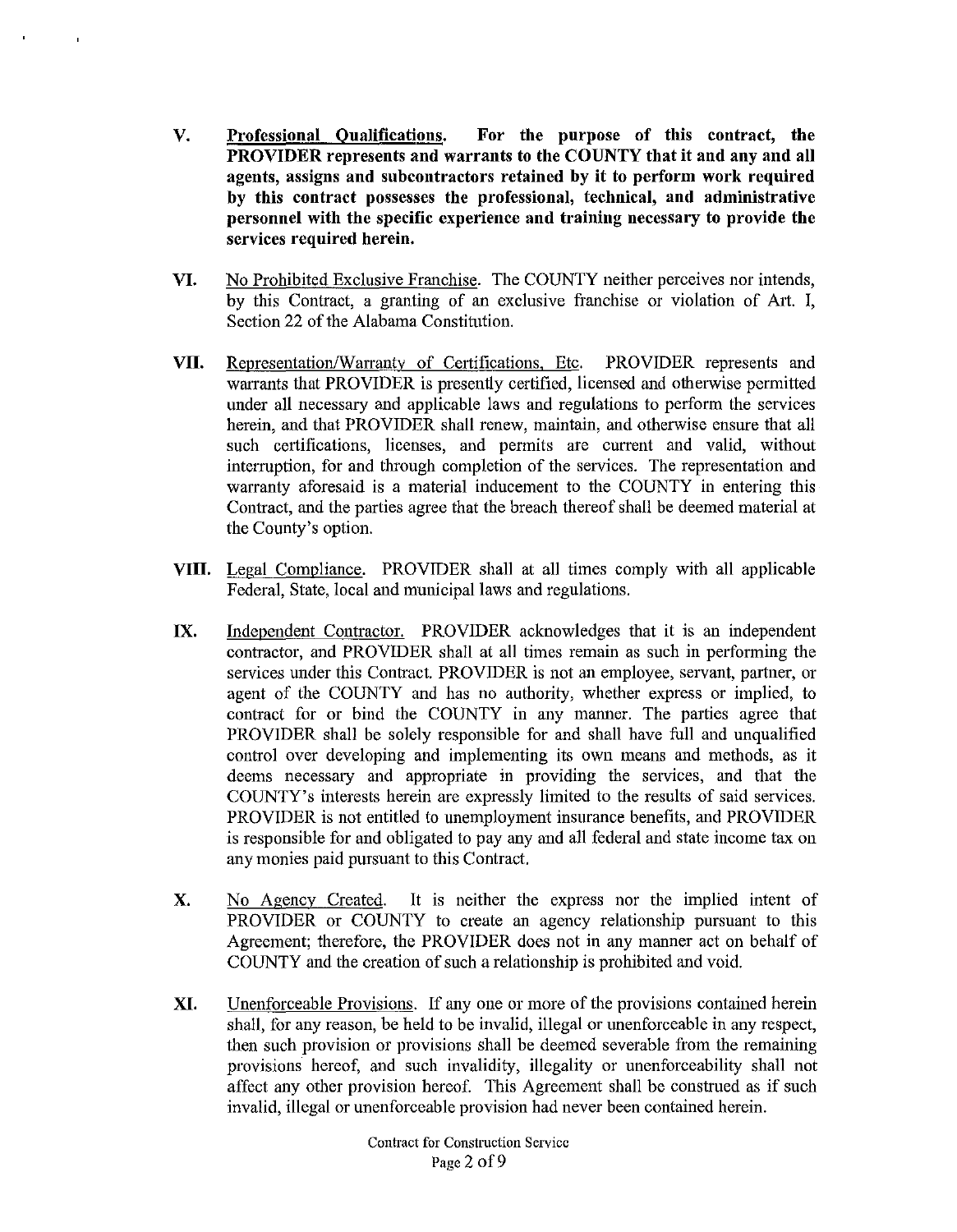**V.** <u>Professional Qualifications</u>. **For the purpose of this contract, the PROVIDER represents and warrants to the COUNTY that it and any and all agents, assigns and subcontractors retained by it to perform work required by this contract possesses the professional, technical, and administrative personnel with the specific experience and training necessary to provide the services required herein.**

**VI.** <u>No Prohibited Exclusive Franchise</u>. The COUNTY neither perceives nor intends, by this Contract, a granting of an exclusive franchise or violation of Art. I, Section 22 of the Alabama Constitution.

**VII.** <u>Representation/Warranty of Certifications, Etc.</u> PROVIDER represents and warrants that PROVIDER is presently certified, licensed and otherwise permitted under all necessary and applicable laws and regulations to perform the services herein, and that PROVIDER shall renew, maintain, and otherwise ensure that all such certifications, licenses, and permits are current and valid, without interruption, for and through completion of the services. The representation and warranty aforesaid is a material inducement to the COUNTY in entering this Contract, and the parties agree that the breach thereof shall be deemed material at the County's option.

**VIII.** <u>Legal Compliance</u>. PROVIDER shall at all times comply with all applicable Federal, State, local and municipal laws and regulations.

**IX.** <u>Independent Contractor.</u> PROVIDER acknowledges that it is an independent contractor, and PROVIDER shall at all times remain as such in performing the services under this Contract. PROVIDER is not an employee, servant, partner, or agent of the COUNTY and has no authority, whether express or implied, to contract for or bind the COUNTY in any manner. The parties agree that PROVIDER shall be solely responsible for and shall have full and unqualified control over developing and implementing its own means and methods, as it deems necessary and appropriate in providing the services, and that the COUNTY's interests herein are expressly limited to the results of said services. PROVIDER is not entitled to unemployment insurance benefits, and PROVIDER is responsible for and obligated to pay any and all federal and state income tax on any monies paid pursuant to this Contract.

**X.** <u>No Agency Created</u>. It is neither the express nor the implied intent of PROVIDER or COUNTY to create an agency relationship pursuant to this Agreement; therefore, the PROVIDER does not in any manner act on behalf of COUNTY and the creation of such a relationship is prohibited and void.

**XI.** <u>Unenforceable Provisions</u>. If any one or more of the provisions contained herein shall, for any reason, be held to be invalid, illegal or unenforceable in any respect, then such provision or provisions shall be deemed severable from the remaining provisions hereof, and such invalidity, illegality or unenforceability shall not affect any other provision hereof. This Agreement shall be construed as if such invalid, illegal or unenforceable provision had never been contained herein.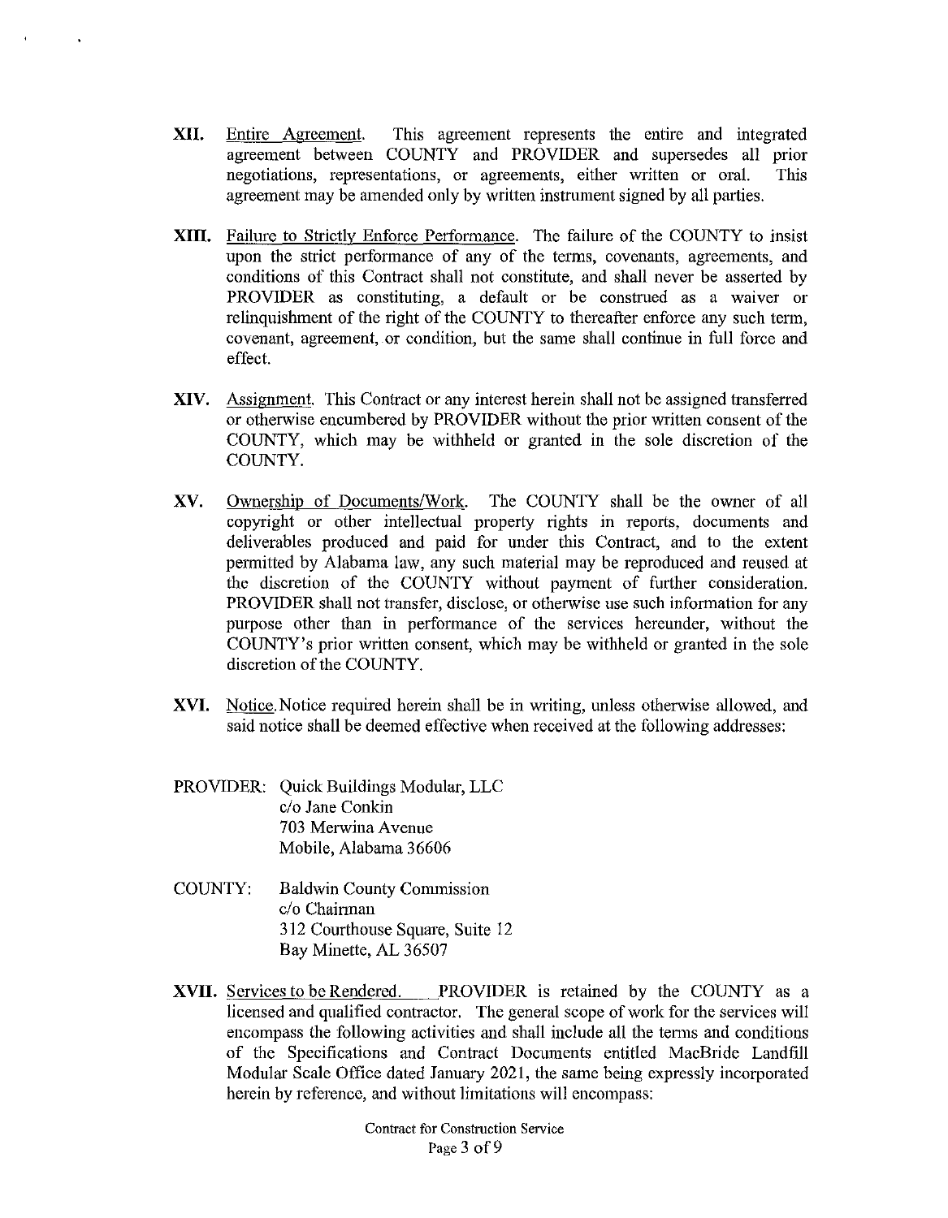**XII.** Entire Agreement. This agreement represents the entire and integrated agreement between COUNTY and PROVIDER and supersedes all prior negotiations, representations, or agreements, either written or oral. This agreement may be amended only by written instrument signed by all parties.

**XIII.** Failure to Strictly Enforce Performance. The failure of the COUNTY to insist upon the strict performance of any of the terms, covenants, agreements, and conditions of this Contract shall not constitute, and shall never be asserted by PROVIDER as constituting, a default or be construed as a waiver or relinquishment of the right of the COUNTY to thereafter enforce any such term, covenant, agreement, or condition, but the same shall continue in full force and effect.

**XIV.** Assignment. This Contract or any interest herein shall not be assigned transferred or otherwise encumbered by PROVIDER without the prior written consent of the COUNTY, which may be withheld or granted in the sole discretion of the COUNTY.

**XV.** Ownership of Documents/Work. The COUNTY shall be the owner of all copyright or other intellectual property rights in reports, documents and deliverables produced and paid for under this Contract, and to the extent permitted by Alabama law, any such material may be reproduced and reused at the discretion of the COUNTY without payment of further consideration. PROVIDER shall not transfer, disclose, or otherwise use such information for any purpose other than in performance of the services hereunder, without the COUNTY's prior written consent, which may be withheld or granted in the sole discretion of the COUNTY.

**XVI.** Notice. Notice required herein shall be in writing, unless otherwise allowed, and said notice shall be deemed effective when received at the following addresses:

PROVIDER: Quick Buildings Modular, LLC
c/o Jane Conkin
703 Merwina Avenue
Mobile, Alabama 36606

COUNTY: Baldwin County Commission
c/o Chairman
312 Courthouse Square, Suite 12
Bay Minette, AL 36507

**XVII.** Services to be Rendered. PROVIDER is retained by the COUNTY as a licensed and qualified contractor. The general scope of work for the services will encompass the following activities and shall include all the terms and conditions of the Specifications and Contract Documents entitled MacBride Landfill Modular Scale Office dated January 2021, the same being expressly incorporated herein by reference, and without limitations will encompass: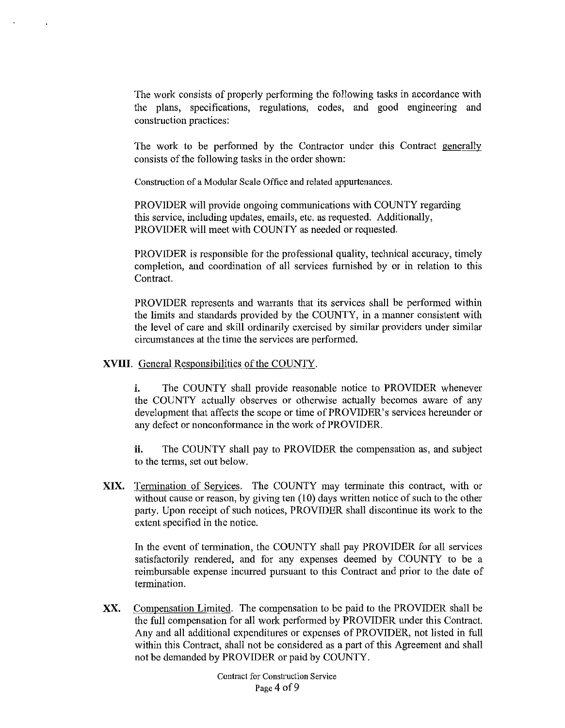The work consists of properly performing the following tasks in accordance with the plans, specifications, regulations, codes, and good engineering and construction practices:

The work to be performed by the Contractor under this Contract generally consists of the following tasks in the order shown:

Construction of a Modular Scale Office and related appurtenances.

PROVIDER will provide ongoing communications with COUNTY regarding this service, including updates, emails, etc. as requested. Additionally, PROVIDER will meet with COUNTY as needed or requested.

PROVIDER is responsible for the professional quality, technical accuracy, timely completion, and coordination of all services furnished by or in relation to this Contract.

PROVIDER represents and warrants that its services shall be performed within the limits and standards provided by the COUNTY, in a manner consistent with the level of care and skill ordinarily exercised by similar providers under similar circumstances at the time the services are performed.

**XVIII.** General Responsibilities of the COUNTY.

**i.** The COUNTY shall provide reasonable notice to PROVIDER whenever the COUNTY actually observes or otherwise actually becomes aware of any development that affects the scope or time of PROVIDER's services hereunder or any defect or nonconformance in the work of PROVIDER.

**ii.** The COUNTY shall pay to PROVIDER the compensation as, and subject to the terms, set out below.

**XIX.** Termination of Services. The COUNTY may terminate this contract, with or without cause or reason, by giving ten (10) days written notice of such to the other party. Upon receipt of such notices, PROVIDER shall discontinue its work to the extent specified in the notice.

In the event of termination, the COUNTY shall pay PROVIDER for all services satisfactorily rendered, and for any expenses deemed by COUNTY to be a reimbursable expense incurred pursuant to this Contract and prior to the date of termination.

**XX.** Compensation Limited. The compensation to be paid to the PROVIDER shall be the full compensation for all work performed by PROVIDER under this Contract. Any and all additional expenditures or expenses of PROVIDER, not listed in full within this Contract, shall not be considered as a part of this Agreement and shall not be demanded by PROVIDER or paid by COUNTY.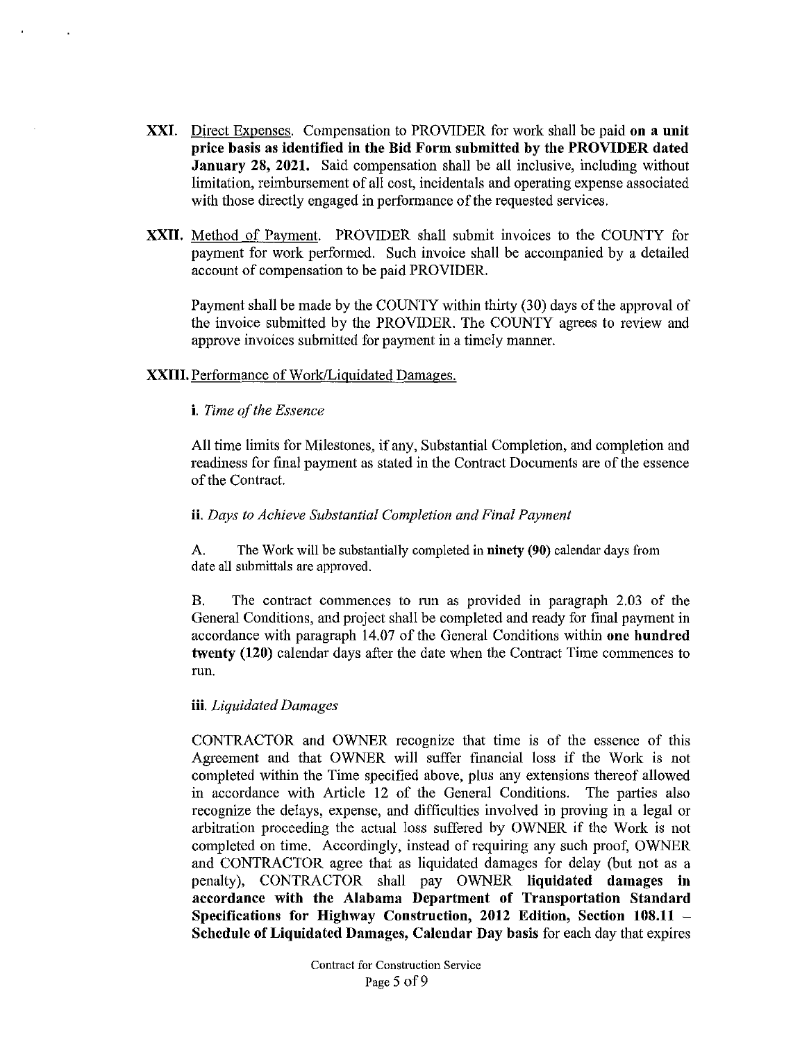**XXI.** Direct Expenses. Compensation to PROVIDER for work shall be paid **on a unit price basis as identified in the Bid Form submitted by the PROVIDER dated January 28, 2021.** Said compensation shall be all inclusive, including without limitation, reimbursement of all cost, incidentals and operating expense associated with those directly engaged in performance of the requested services.

**XXII.** Method of Payment. PROVIDER shall submit invoices to the COUNTY for payment for work performed. Such invoice shall be accompanied by a detailed account of compensation to be paid PROVIDER.

Payment shall be made by the COUNTY within thirty (30) days of the approval of the invoice submitted by the PROVIDER. The COUNTY agrees to review and approve invoices submitted for payment in a timely manner.

**XXIII.** Performance of Work/Liquidated Damages.

**i.** *Time of the Essence*

All time limits for Milestones, if any, Substantial Completion, and completion and readiness for final payment as stated in the Contract Documents are of the essence of the Contract.

**ii.** *Days to Achieve Substantial Completion and Final Payment*

A. The Work will be substantially completed in **ninety (90)** calendar days from date all submittals are approved.

B. The contract commences to run as provided in paragraph 2.03 of the General Conditions, and project shall be completed and ready for final payment in accordance with paragraph 14.07 of the General Conditions within **one hundred twenty (120)** calendar days after the date when the Contract Time commences to run.

**iii.** *Liquidated Damages*

CONTRACTOR and OWNER recognize that time is of the essence of this Agreement and that OWNER will suffer financial loss if the Work is not completed within the Time specified above, plus any extensions thereof allowed in accordance with Article 12 of the General Conditions. The parties also recognize the delays, expense, and difficulties involved in proving in a legal or arbitration proceeding the actual loss suffered by OWNER if the Work is not completed on time. Accordingly, instead of requiring any such proof, OWNER and CONTRACTOR agree that as liquidated damages for delay (but not as a penalty), CONTRACTOR shall pay OWNER **liquidated damages in accordance with the Alabama Department of Transportation Standard Specifications for Highway Construction, 2012 Edition, Section 108.11 – Schedule of Liquidated Damages, Calendar Day basis** for each day that expires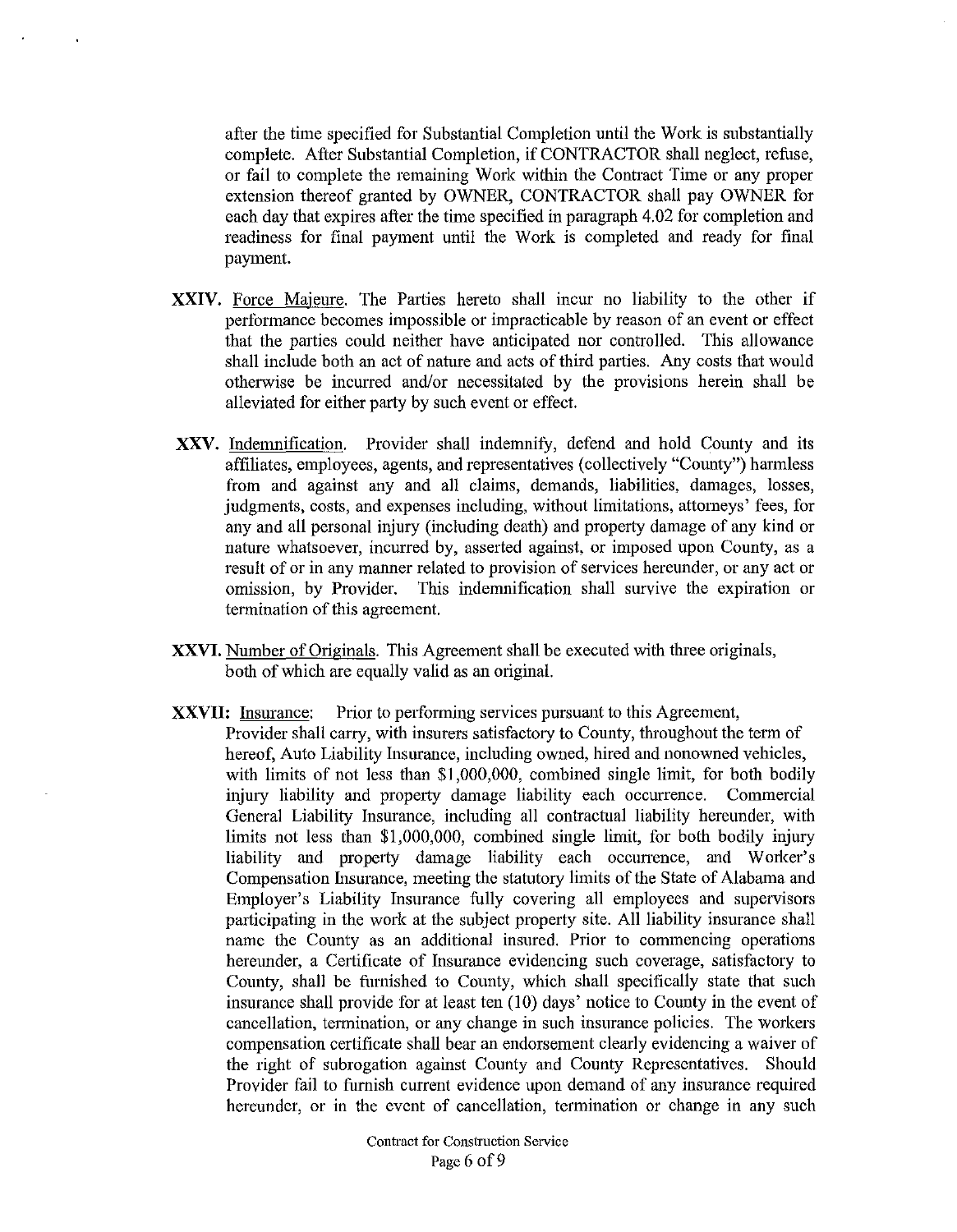after the time specified for Substantial Completion until the Work is substantially complete. After Substantial Completion, if CONTRACTOR shall neglect, refuse, or fail to complete the remaining Work within the Contract Time or any proper extension thereof granted by OWNER, CONTRACTOR shall pay OWNER for each day that expires after the time specified in paragraph 4.02 for completion and readiness for final payment until the Work is completed and ready for final payment.

**XXIV.** Force Majeure. The Parties hereto shall incur no liability to the other if performance becomes impossible or impracticable by reason of an event or effect that the parties could neither have anticipated nor controlled. This allowance shall include both an act of nature and acts of third parties. Any costs that would otherwise be incurred and/or necessitated by the provisions herein shall be alleviated for either party by such event or effect.

**XXV.** Indemnification. Provider shall indemnify, defend and hold County and its affiliates, employees, agents, and representatives (collectively "County") harmless from and against any and all claims, demands, liabilities, damages, losses, judgments, costs, and expenses including, without limitations, attorneys' fees, for any and all personal injury (including death) and property damage of any kind or nature whatsoever, incurred by, asserted against, or imposed upon County, as a result of or in any manner related to provision of services hereunder, or any act or omission, by Provider. This indemnification shall survive the expiration or termination of this agreement.

**XXVI.** Number of Originals. This Agreement shall be executed with three originals, both of which are equally valid as an original.

**XXVII:** Insurance: Prior to performing services pursuant to this Agreement, Provider shall carry, with insurers satisfactory to County, throughout the term of hereof, Auto Liability Insurance, including owned, hired and nonowned vehicles, with limits of not less than $1,000,000, combined single limit, for both bodily injury liability and property damage liability each occurrence. Commercial General Liability Insurance, including all contractual liability hereunder, with limits not less than $1,000,000, combined single limit, for both bodily injury liability and property damage liability each occurrence, and Worker's Compensation Insurance, meeting the statutory limits of the State of Alabama and Employer's Liability Insurance fully covering all employees and supervisors participating in the work at the subject property site. All liability insurance shall name the County as an additional insured. Prior to commencing operations hereunder, a Certificate of Insurance evidencing such coverage, satisfactory to County, shall be furnished to County, which shall specifically state that such insurance shall provide for at least ten (10) days' notice to County in the event of cancellation, termination, or any change in such insurance policies. The workers compensation certificate shall bear an endorsement clearly evidencing a waiver of the right of subrogation against County and County Representatives. Should Provider fail to furnish current evidence upon demand of any insurance required hereunder, or in the event of cancellation, termination or change in any such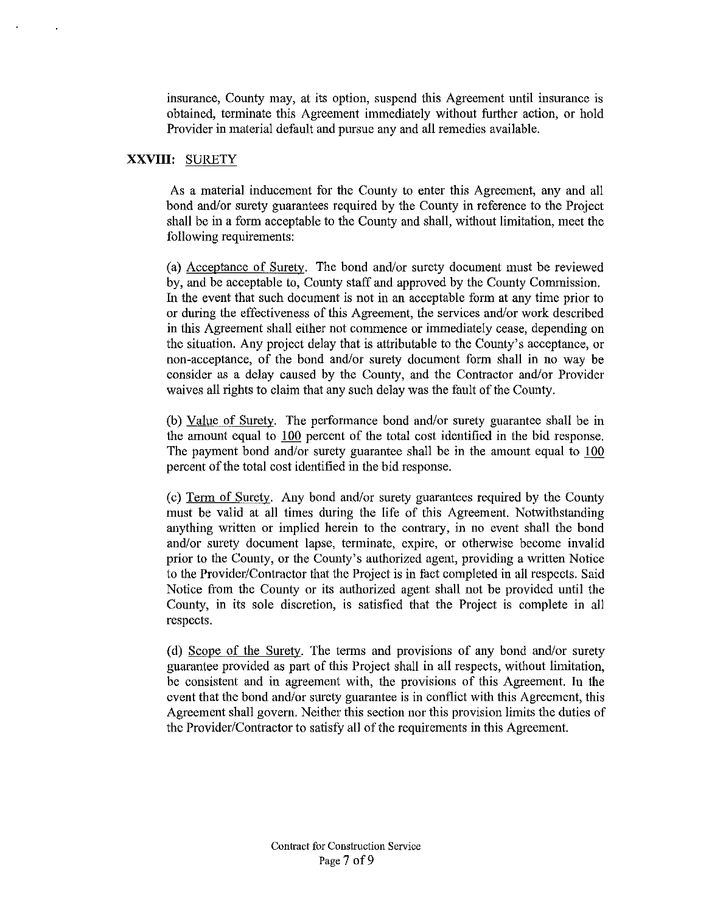insurance, County may, at its option, suspend this Agreement until insurance is obtained, terminate this Agreement immediately without further action, or hold Provider in material default and pursue any and all remedies available.

## XXVIII: SURETY

As a material inducement for the County to enter this Agreement, any and all bond and/or surety guarantees required by the County in reference to the Project shall be in a form acceptable to the County and shall, without limitation, meet the following requirements:

(a) Acceptance of Surety. The bond and/or surety document must be reviewed by, and be acceptable to, County staff and approved by the County Commission. In the event that such document is not in an acceptable form at any time prior to or during the effectiveness of this Agreement, the services and/or work described in this Agreement shall either not commence or immediately cease, depending on the situation. Any project delay that is attributable to the County's acceptance, or non-acceptance, of the bond and/or surety document form shall in no way be consider as a delay caused by the County, and the Contractor and/or Provider waives all rights to claim that any such delay was the fault of the County.

(b) Value of Surety. The performance bond and/or surety guarantee shall be in the amount equal to 100 percent of the total cost identified in the bid response. The payment bond and/or surety guarantee shall be in the amount equal to 100 percent of the total cost identified in the bid response.

(c) Term of Surety. Any bond and/or surety guarantees required by the County must be valid at all times during the life of this Agreement. Notwithstanding anything written or implied herein to the contrary, in no event shall the bond and/or surety document lapse, terminate, expire, or otherwise become invalid prior to the County, or the County's authorized agent, providing a written Notice to the Provider/Contractor that the Project is in fact completed in all respects. Said Notice from the County or its authorized agent shall not be provided until the County, in its sole discretion, is satisfied that the Project is complete in all respects.

(d) Scope of the Surety. The terms and provisions of any bond and/or surety guarantee provided as part of this Project shall in all respects, without limitation, be consistent and in agreement with, the provisions of this Agreement. In the event that the bond and/or surety guarantee is in conflict with this Agreement, this Agreement shall govern. Neither this section nor this provision limits the duties of the Provider/Contractor to satisfy all of the requirements in this Agreement.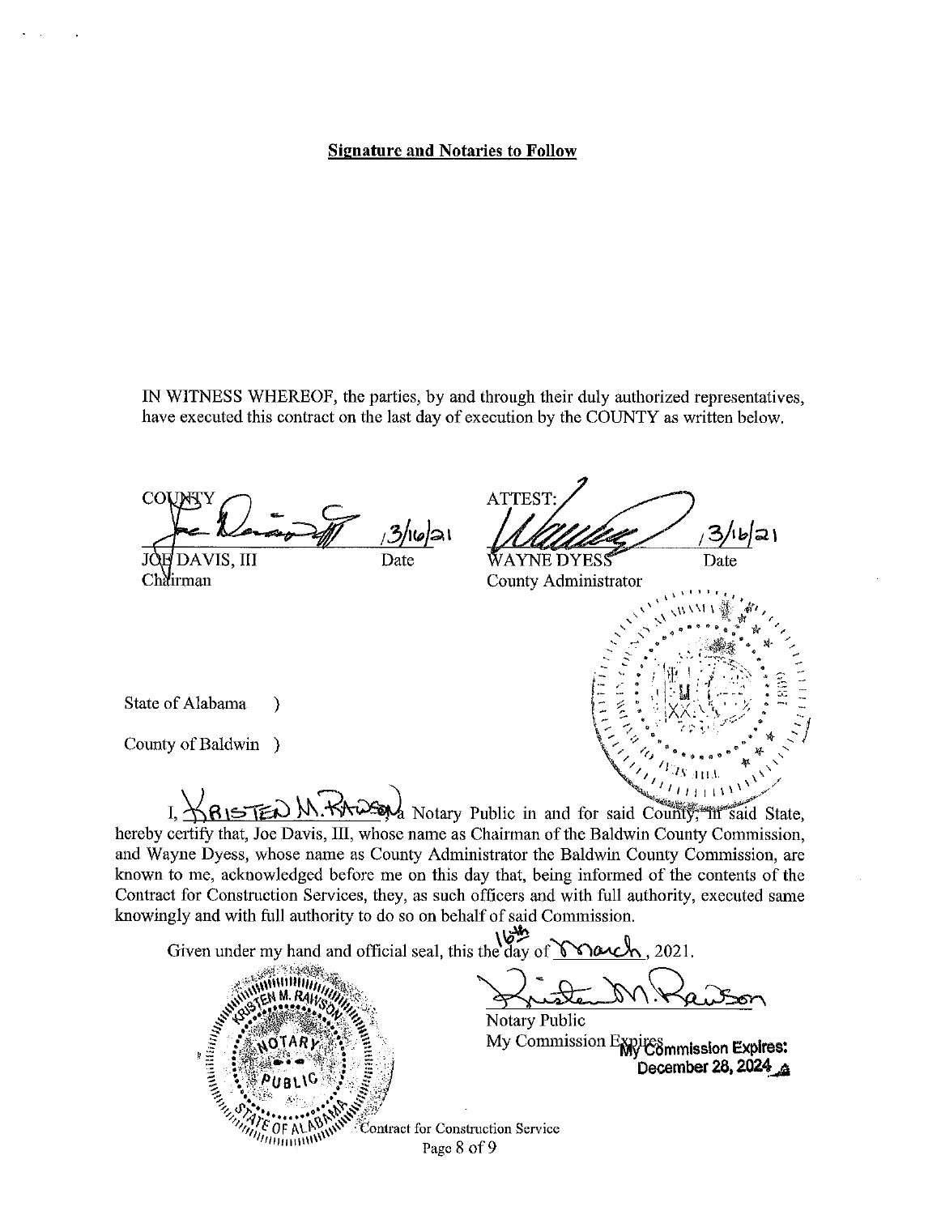**Signature and Notaries to Follow**

IN WITNESS WHEREOF, the parties, by and through their duly authorized representatives, have executed this contract on the last day of execution by the COUNTY as written below.

| COUNTY | | ATTEST: | |
|---|---|---|---|
| JOE DAVIS, III | 3/16/21 | WAYNE DYESS | 3/16/21 |
| Chairman | Date | County Administrator | Date |

State of Alabama )

County of Baldwin )

I, Kristen M. Rawson, a Notary Public in and for said County, in said State, hereby certify that, Joe Davis, III, whose name as Chairman of the Baldwin County Commission, and Wayne Dyess, whose name as County Administrator the Baldwin County Commission, are known to me, acknowledged before me on this day that, being informed of the contents of the Contract for Construction Services, they, as such officers and with full authority, executed same knowingly and with full authority to do so on behalf of said Commission.

Given under my hand and official seal, this the 16th day of March, 2021.

Notary Public

My Commission Expires: My Commission Expires: December 28, 2024

Contract for Construction Service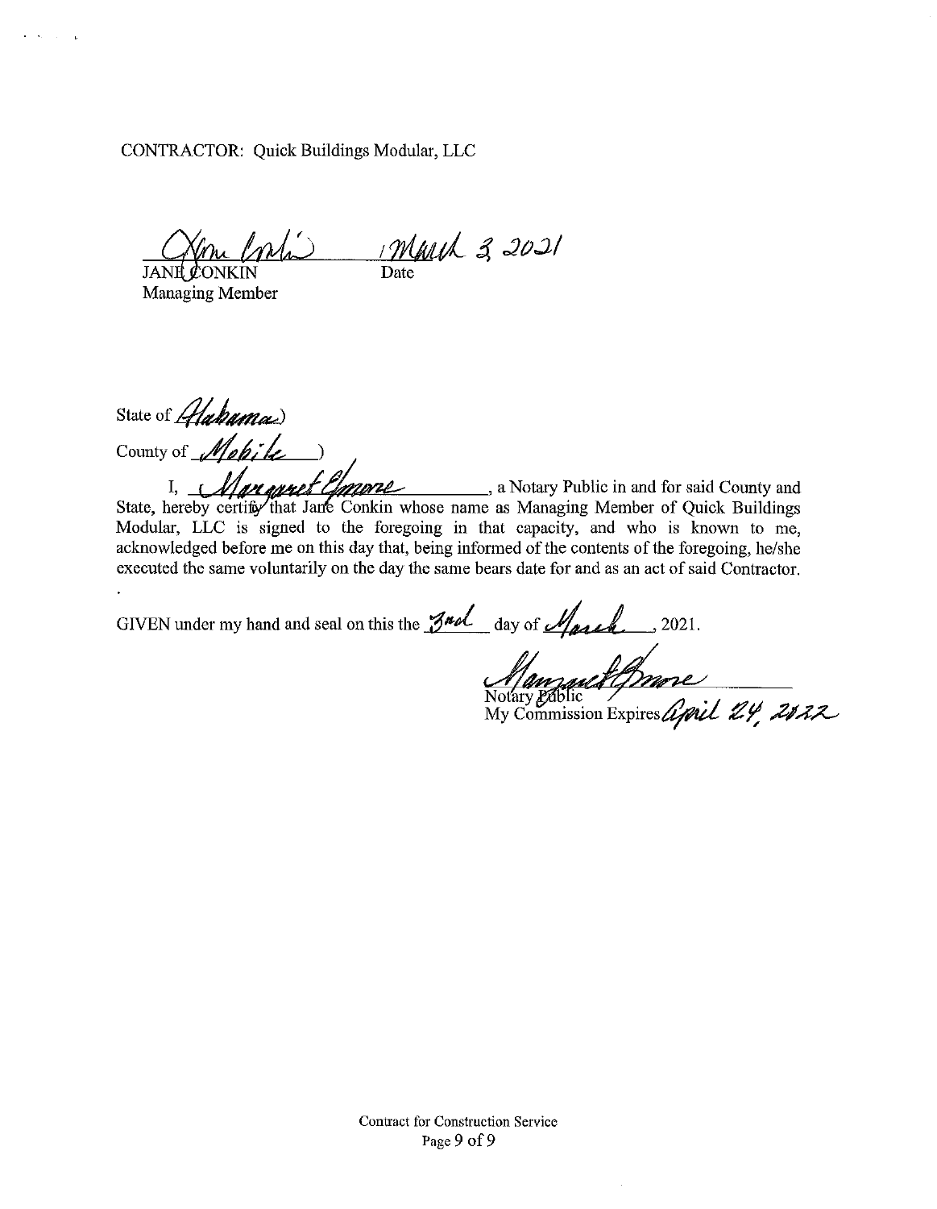CONTRACTOR: Quick Buildings Modular, LLC

*[signature]* *March 3, 2021*

JANE CONKIN Date

Managing Member

State of *Alabama*)

County of *Mobile*)

I, *Margaret Gmore*, a Notary Public in and for said County and State, hereby certify that Jane Conkin whose name as Managing Member of Quick Buildings Modular, LLC is signed to the foregoing in that capacity, and who is known to me, acknowledged before me on this day that, being informed of the contents of the foregoing, he/she executed the same voluntarily on the day the same bears date for and as an act of said Contractor.

GIVEN under my hand and seal on this the *3rd* day of *March*, 2021.

*[signature]*

Notary Public

My Commission Expires *April 24, 2022*